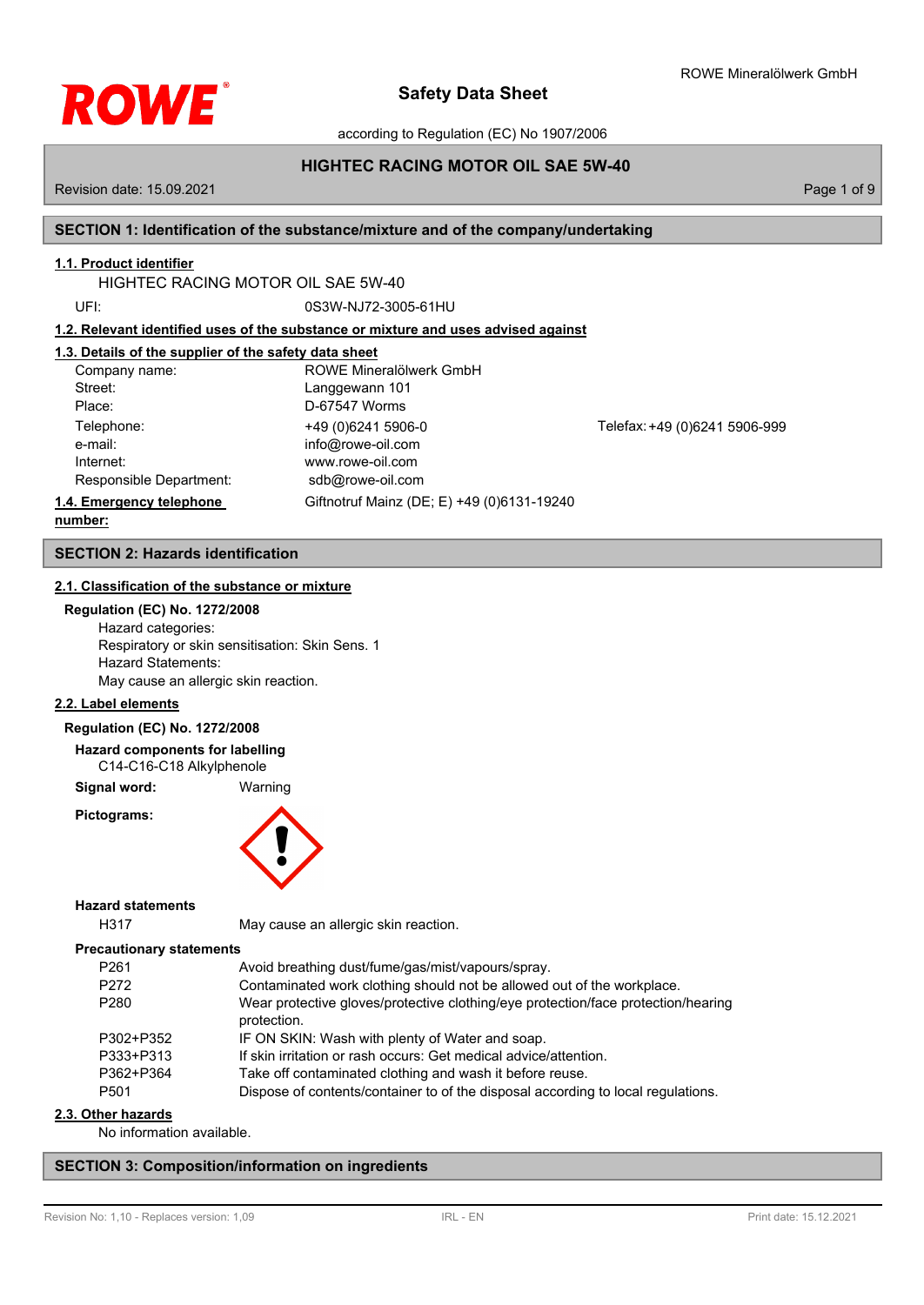# Safety Data Sheet

according to Regulation (EC) No 1907/2006

## HIGHTEC RACING MOTOR OIL SAE 5W-40

Revision date: 15.09.2021

## SECTION 1: Identification of the substance/mixture and of the company/undertaking

### 1.1. Product identifier

HIGHTEC RACING MOTOR OIL SAE 5W-40

UFI: 0S3W-NJ72-3005-61HU

### 1.2. Relevant identified uses of the substance or mixture and uses advised against

### 1.3. Details of the supplier of the safety data sheet

| | | |
|---|---|---|
| Company name: | ROWE Mineralölwerk GmbH | |
| Street: | Langgewann 101 | |
| Place: | D-67547 Worms | |
| Telephone: | +49 (0)6241 5906-0 | Telefax: +49 (0)6241 5906-999 |
| e-mail: | info@rowe-oil.com | |
| Internet: | www.rowe-oil.com | |
| Responsible Department: | sdb@rowe-oil.com | |

### 1.4. Emergency telephone number:

Giftnotruf Mainz (DE; E) +49 (0)6131-19240

## SECTION 2: Hazards identification

### 2.1. Classification of the substance or mixture

**Regulation (EC) No. 1272/2008**

Hazard categories:
Respiratory or skin sensitisation: Skin Sens. 1
Hazard Statements:
May cause an allergic skin reaction.

### 2.2. Label elements

**Regulation (EC) No. 1272/2008**

**Hazard components for labelling**

C14-C16-C18 Alkylphenole

**Signal word:** Warning

**Pictograms:**

**Hazard statements**

| | |
|---|---|
| H317 | May cause an allergic skin reaction. |

**Precautionary statements**

| | |
|---|---|
| P261 | Avoid breathing dust/fume/gas/mist/vapours/spray. |
| P272 | Contaminated work clothing should not be allowed out of the workplace. |
| P280 | Wear protective gloves/protective clothing/eye protection/face protection/hearing protection. |
| P302+P352 | IF ON SKIN: Wash with plenty of Water and soap. |
| P333+P313 | If skin irritation or rash occurs: Get medical advice/attention. |
| P362+P364 | Take off contaminated clothing and wash it before reuse. |
| P501 | Dispose of contents/container to of the disposal according to local regulations. |

### 2.3. Other hazards

No information available.

## SECTION 3: Composition/information on ingredients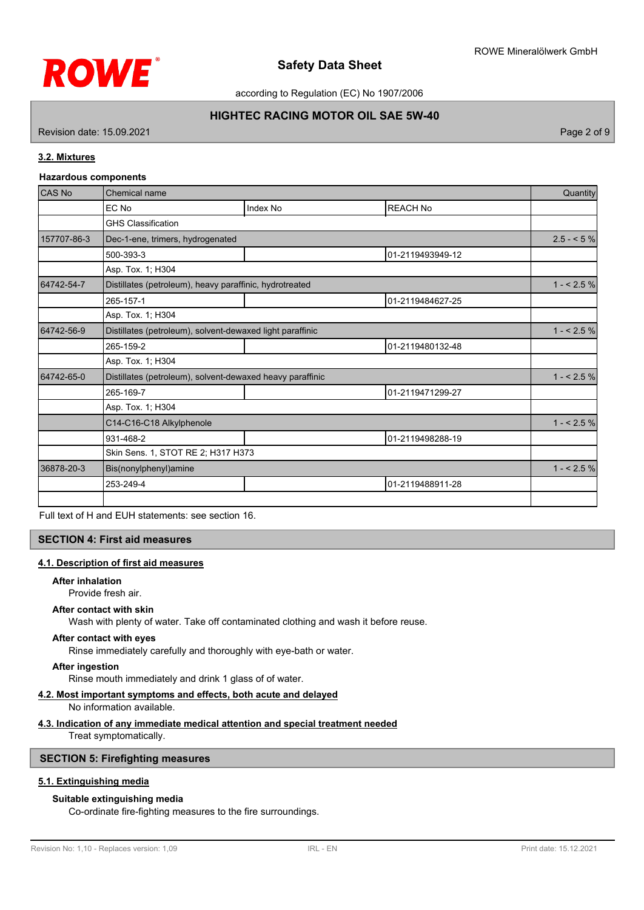### 3.2. Mixtures

**Hazardous components**

| CAS No | Chemical name | | | Quantity |
|---|---|---|---|---|
| | EC No | Index No | REACH No | |
| | GHS Classification | | | |
| 157707-86-3 | Dec-1-ene, trimers, hydrogenated | | | 2.5 - < 5 % |
| | 500-393-3 | | 01-2119493949-12 | |
| | Asp. Tox. 1; H304 | | | |
| 64742-54-7 | Distillates (petroleum), heavy paraffinic, hydrotreated | | | 1 - < 2.5 % |
| | 265-157-1 | | 01-2119484627-25 | |
| | Asp. Tox. 1; H304 | | | |
| 64742-56-9 | Distillates (petroleum), solvent-dewaxed light paraffinic | | | 1 - < 2.5 % |
| | 265-159-2 | | 01-2119480132-48 | |
| | Asp. Tox. 1; H304 | | | |
| 64742-65-0 | Distillates (petroleum), solvent-dewaxed heavy paraffinic | | | 1 - < 2.5 % |
| | 265-169-7 | | 01-2119471299-27 | |
| | Asp. Tox. 1; H304 | | | |
| | C14-C16-C18 Alkylphenole | | | 1 - < 2.5 % |
| | 931-468-2 | | 01-2119498288-19 | |
| | Skin Sens. 1, STOT RE 2; H317 H373 | | | |
| 36878-20-3 | Bis(nonylphenyl)amine | | | 1 - < 2.5 % |
| | 253-249-4 | | 01-2119488911-28 | |
| | | | | |

Full text of H and EUH statements: see section 16.

## SECTION 4: First aid measures

### 4.1. Description of first aid measures

**After inhalation**

Provide fresh air.

**After contact with skin**

Wash with plenty of water. Take off contaminated clothing and wash it before reuse.

**After contact with eyes**

Rinse immediately carefully and thoroughly with eye-bath or water.

**After ingestion**

Rinse mouth immediately and drink 1 glass of of water.

### 4.2. Most important symptoms and effects, both acute and delayed

No information available.

### 4.3. Indication of any immediate medical attention and special treatment needed

Treat symptomatically.

## SECTION 5: Firefighting measures

### 5.1. Extinguishing media

**Suitable extinguishing media**

Co-ordinate fire-fighting measures to the fire surroundings.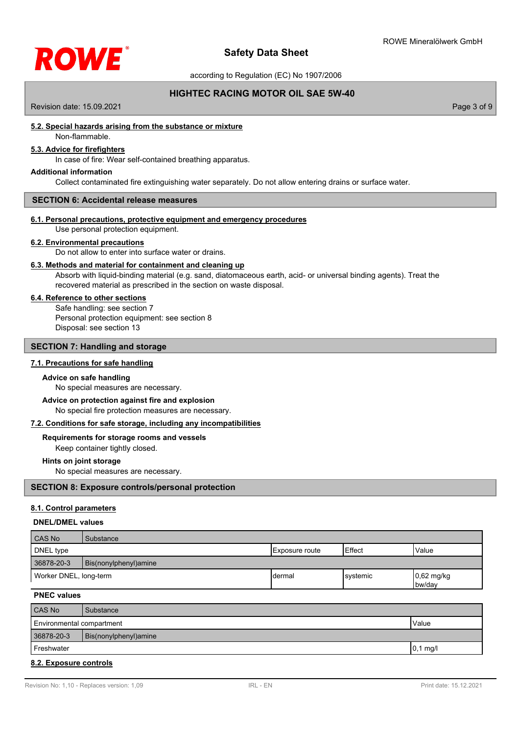#### 5.2. Special hazards arising from the substance or mixture

Non-flammable.

#### 5.3. Advice for firefighters

In case of fire: Wear self-contained breathing apparatus.

**Additional information**

Collect contaminated fire extinguishing water separately. Do not allow entering drains or surface water.

## SECTION 6: Accidental release measures

#### 6.1. Personal precautions, protective equipment and emergency procedures

Use personal protection equipment.

#### 6.2. Environmental precautions

Do not allow to enter into surface water or drains.

#### 6.3. Methods and material for containment and cleaning up

Absorb with liquid-binding material (e.g. sand, diatomaceous earth, acid- or universal binding agents). Treat the recovered material as prescribed in the section on waste disposal.

#### 6.4. Reference to other sections

Safe handling: see section 7
Personal protection equipment: see section 8
Disposal: see section 13

## SECTION 7: Handling and storage

#### 7.1. Precautions for safe handling

**Advice on safe handling**

No special measures are necessary.

**Advice on protection against fire and explosion**

No special fire protection measures are necessary.

#### 7.2. Conditions for safe storage, including any incompatibilities

**Requirements for storage rooms and vessels**

Keep container tightly closed.

**Hints on joint storage**

No special measures are necessary.

## SECTION 8: Exposure controls/personal protection

#### 8.1. Control parameters

**DNEL/DMEL values**

| CAS No | Substance | | | |
|---|---|---|---|---|
| DNEL type | | Exposure route | Effect | Value |
| 36878-20-3 | Bis(nonylphenyl)amine | | | |
| Worker DNEL, long-term | | dermal | systemic | 0,62 mg/kg bw/day |

**PNEC values**

| CAS No | Substance | Value |
|---|---|---|
| Environmental compartment | | Value |
| 36878-20-3 | Bis(nonylphenyl)amine | |
| Freshwater | | 0,1 mg/l |

#### 8.2. Exposure controls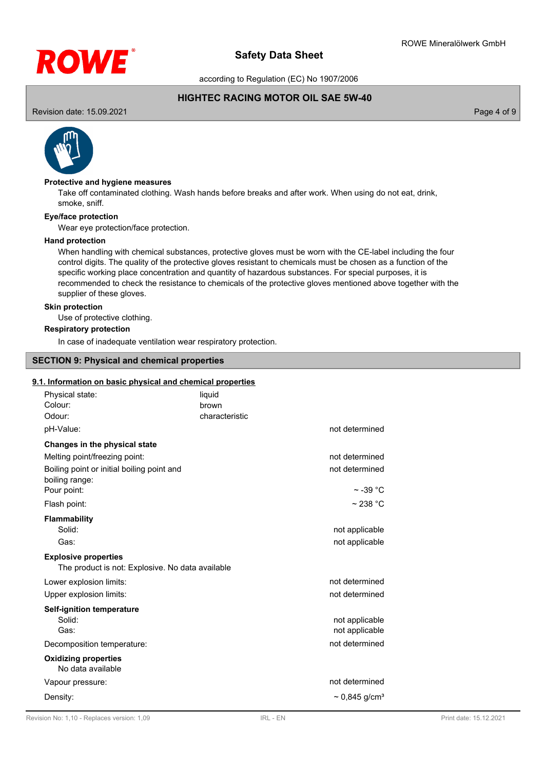**Protective and hygiene measures**

Take off contaminated clothing. Wash hands before breaks and after work. When using do not eat, drink, smoke, sniff.

**Eye/face protection**

Wear eye protection/face protection.

**Hand protection**

When handling with chemical substances, protective gloves must be worn with the CE-label including the four control digits. The quality of the protective gloves resistant to chemicals must be chosen as a function of the specific working place concentration and quantity of hazardous substances. For special purposes, it is recommended to check the resistance to chemicals of the protective gloves mentioned above together with the supplier of these gloves.

**Skin protection**

Use of protective clothing.

**Respiratory protection**

In case of inadequate ventilation wear respiratory protection.

## SECTION 9: Physical and chemical properties

### 9.1. Information on basic physical and chemical properties

| | | |
|---|---|---|
| Physical state: | liquid | |
| Colour: | brown | |
| Odour: | characteristic | |
| pH-Value: | | not determined |
| **Changes in the physical state** | | |
| Melting point/freezing point: | | not determined |
| Boiling point or initial boiling point and boiling range: | | not determined |
| Pour point: | | ~ -39 °C |
| Flash point: | | ~ 238 °C |
| **Flammability** | | |
| Solid: | | not applicable |
| Gas: | | not applicable |

**Explosive properties**

The product is not: Explosive. No data available

| | |
|---|---|
| Lower explosion limits: | not determined |
| Upper explosion limits: | not determined |
| **Self-ignition temperature** | |
| Solid: | not applicable |
| Gas: | not applicable |
| Decomposition temperature: | not determined |

**Oxidizing properties**

No data available

| | |
|---|---|
| Vapour pressure: | not determined |
| Density: | ~ 0,845 g/cm³ |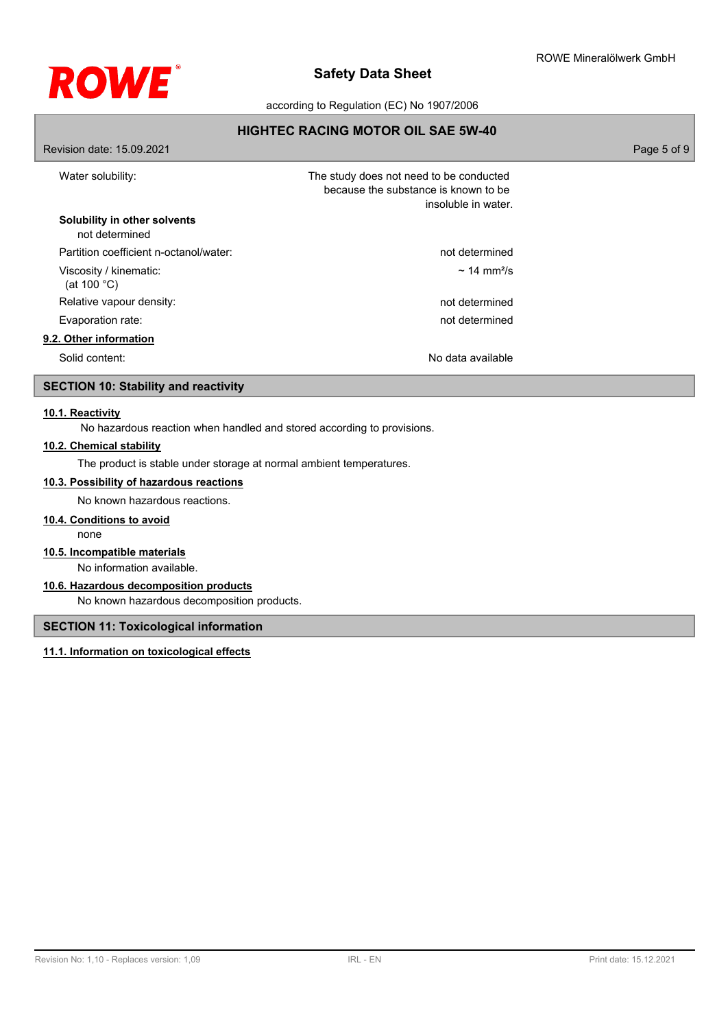| | |
|---|---|
| Water solubility: | The study does not need to be conducted because the substance is known to be insoluble in water. |

**Solubility in other solvents**

not determined

| | |
|---|---|
| Partition coefficient n-octanol/water: | not determined |
| Viscosity / kinematic: (at 100 °C) | ~ 14 mm²/s |
| Relative vapour density: | not determined |
| Evaporation rate: | not determined |

**9.2. Other information**

| | |
|---|---|
| Solid content: | No data available |

## SECTION 10: Stability and reactivity

**10.1. Reactivity**

No hazardous reaction when handled and stored according to provisions.

**10.2. Chemical stability**

The product is stable under storage at normal ambient temperatures.

**10.3. Possibility of hazardous reactions**

No known hazardous reactions.

**10.4. Conditions to avoid**

none

**10.5. Incompatible materials**

No information available.

**10.6. Hazardous decomposition products**

No known hazardous decomposition products.

## SECTION 11: Toxicological information

**11.1. Information on toxicological effects**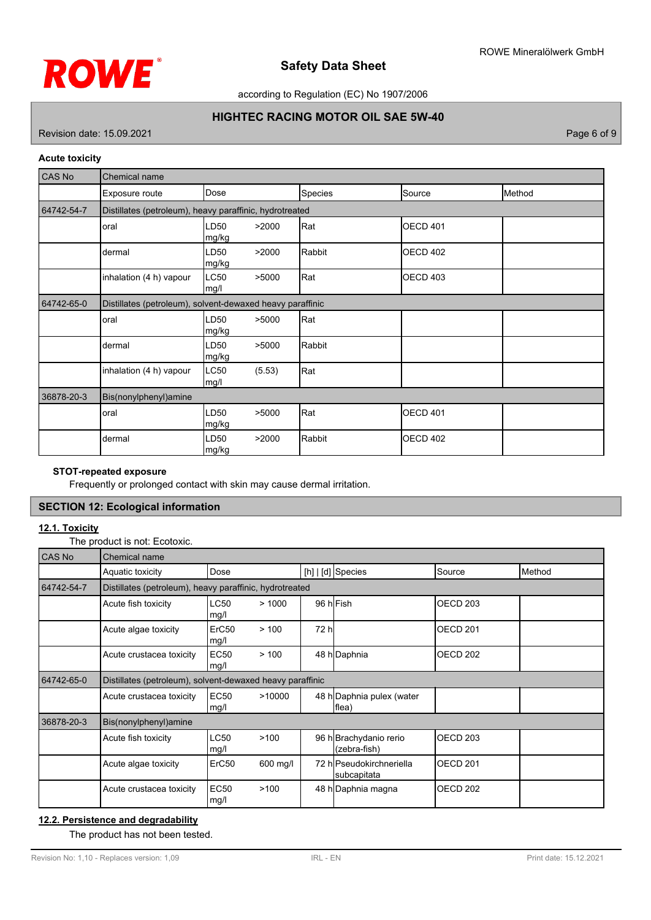**Acute toxicity**

| CAS No | Chemical name | | | | |
|---|---|---|---|---|---|
| | Exposure route | Dose | Species | Source | Method |
| 64742-54-7 | Distillates (petroleum), heavy paraffinic, hydrotreated | | | | |
| | oral | LD50 >2000 mg/kg | Rat | OECD 401 | |
| | dermal | LD50 >2000 mg/kg | Rabbit | OECD 402 | |
| | inhalation (4 h) vapour | LC50 >5000 mg/l | Rat | OECD 403 | |
| 64742-65-0 | Distillates (petroleum), solvent-dewaxed heavy paraffinic | | | | |
| | oral | LD50 >5000 mg/kg | Rat | | |
| | dermal | LD50 >5000 mg/kg | Rabbit | | |
| | inhalation (4 h) vapour | LC50 (5.53) mg/l | Rat | | |
| 36878-20-3 | Bis(nonylphenyl)amine | | | | |
| | oral | LD50 >5000 mg/kg | Rat | OECD 401 | |
| | dermal | LD50 >2000 mg/kg | Rabbit | OECD 402 | |

**STOT-repeated exposure**

Frequently or prolonged contact with skin may cause dermal irritation.

## SECTION 12: Ecological information

### 12.1. Toxicity

The product is not: Ecotoxic.

| CAS No | Chemical name | | | | | |
|---|---|---|---|---|---|---|
| | Aquatic toxicity | Dose | [h] \| [d] | Species | Source | Method |
| 64742-54-7 | Distillates (petroleum), heavy paraffinic, hydrotreated | | | | | |
| | Acute fish toxicity | LC50 > 1000 mg/l | 96 h | Fish | OECD 203 | |
| | Acute algae toxicity | ErC50 > 100 mg/l | 72 h | | OECD 201 | |
| | Acute crustacea toxicity | EC50 > 100 mg/l | 48 h | Daphnia | OECD 202 | |
| 64742-65-0 | Distillates (petroleum), solvent-dewaxed heavy paraffinic | | | | | |
| | Acute crustacea toxicity | EC50 >10000 mg/l | 48 h | Daphnia pulex (water flea) | | |
| 36878-20-3 | Bis(nonylphenyl)amine | | | | | |
| | Acute fish toxicity | LC50 >100 mg/l | 96 h | Brachydanio rerio (zebra-fish) | OECD 203 | |
| | Acute algae toxicity | ErC50 600 mg/l | 72 h | Pseudokirchneriella subcapitata | OECD 201 | |
| | Acute crustacea toxicity | EC50 >100 mg/l | 48 h | Daphnia magna | OECD 202 | |

### 12.2. Persistence and degradability

The product has not been tested.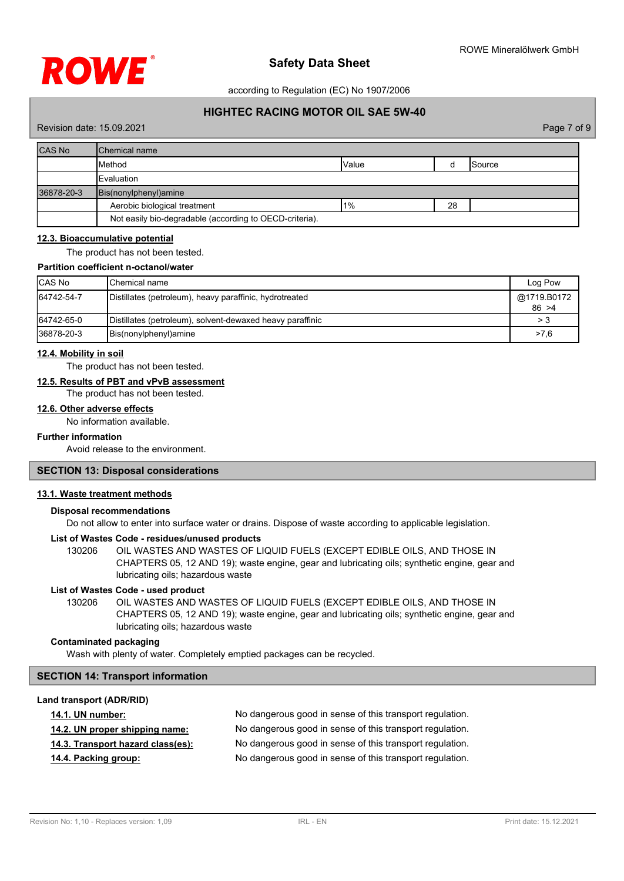| CAS No | Chemical name | | | |
|---|---|---|---|---|
| | Method | Value | d | Source |
| | Evaluation | | | |
| 36878-20-3 | Bis(nonylphenyl)amine | | | |
| | Aerobic biological treatment | 1% | 28 | |
| | Not easily bio-degradable (according to OECD-criteria). | | | |

### 12.3. Bioaccumulative potential

The product has not been tested.

**Partition coefficient n-octanol/water**

| CAS No | Chemical name | Log Pow |
|---|---|---|
| 64742-54-7 | Distillates (petroleum), heavy paraffinic, hydrotreated | @1719.B0172 86 >4 |
| 64742-65-0 | Distillates (petroleum), solvent-dewaxed heavy paraffinic | > 3 |
| 36878-20-3 | Bis(nonylphenyl)amine | >7,6 |

### 12.4. Mobility in soil

The product has not been tested.

### 12.5. Results of PBT and vPvB assessment

The product has not been tested.

### 12.6. Other adverse effects

No information available.

**Further information**

Avoid release to the environment.

## SECTION 13: Disposal considerations

### 13.1. Waste treatment methods

**Disposal recommendations**

Do not allow to enter into surface water or drains. Dispose of waste according to applicable legislation.

**List of Wastes Code - residues/unused products**

130206 OIL WASTES AND WASTES OF LIQUID FUELS (EXCEPT EDIBLE OILS, AND THOSE IN CHAPTERS 05, 12 AND 19); waste engine, gear and lubricating oils; synthetic engine, gear and lubricating oils; hazardous waste

**List of Wastes Code - used product**

130206 OIL WASTES AND WASTES OF LIQUID FUELS (EXCEPT EDIBLE OILS, AND THOSE IN CHAPTERS 05, 12 AND 19); waste engine, gear and lubricating oils; synthetic engine, gear and lubricating oils; hazardous waste

**Contaminated packaging**

Wash with plenty of water. Completely emptied packages can be recycled.

## SECTION 14: Transport information

**Land transport (ADR/RID)**

**14.1. UN number:** No dangerous good in sense of this transport regulation.

**14.2. UN proper shipping name:** No dangerous good in sense of this transport regulation.

**14.3. Transport hazard class(es):** No dangerous good in sense of this transport regulation.

**14.4. Packing group:** No dangerous good in sense of this transport regulation.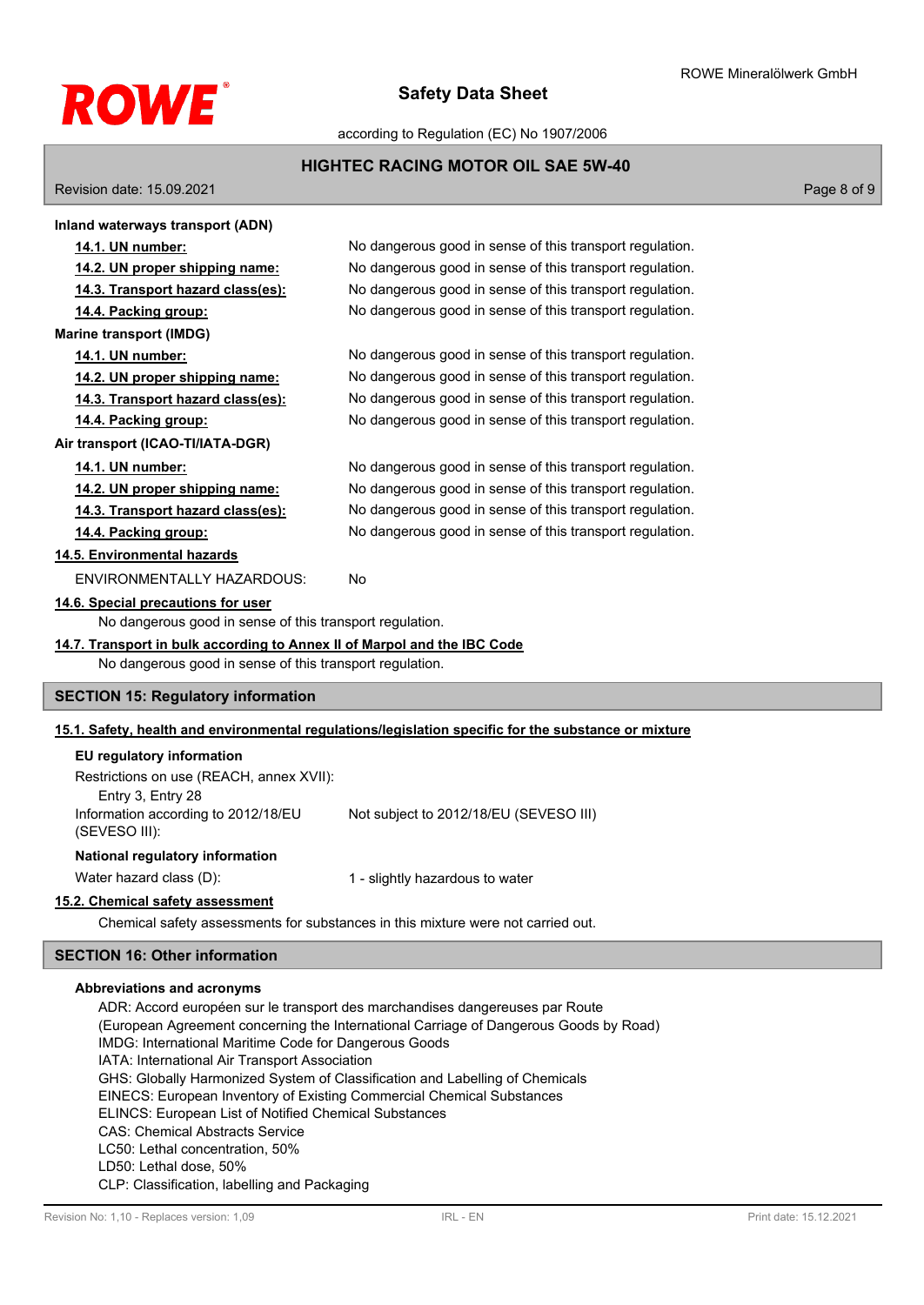**Inland waterways transport (ADN)**

| | |
|---|---|
| **14.1. UN number:** | No dangerous good in sense of this transport regulation. |
| **14.2. UN proper shipping name:** | No dangerous good in sense of this transport regulation. |
| **14.3. Transport hazard class(es):** | No dangerous good in sense of this transport regulation. |
| **14.4. Packing group:** | No dangerous good in sense of this transport regulation. |

**Marine transport (IMDG)**

| | |
|---|---|
| **14.1. UN number:** | No dangerous good in sense of this transport regulation. |
| **14.2. UN proper shipping name:** | No dangerous good in sense of this transport regulation. |
| **14.3. Transport hazard class(es):** | No dangerous good in sense of this transport regulation. |
| **14.4. Packing group:** | No dangerous good in sense of this transport regulation. |

**Air transport (ICAO-TI/IATA-DGR)**

| | |
|---|---|
| **14.1. UN number:** | No dangerous good in sense of this transport regulation. |
| **14.2. UN proper shipping name:** | No dangerous good in sense of this transport regulation. |
| **14.3. Transport hazard class(es):** | No dangerous good in sense of this transport regulation. |
| **14.4. Packing group:** | No dangerous good in sense of this transport regulation. |

**14.5. Environmental hazards**

ENVIRONMENTALLY HAZARDOUS: No

**14.6. Special precautions for user**

No dangerous good in sense of this transport regulation.

**14.7. Transport in bulk according to Annex II of Marpol and the IBC Code**

No dangerous good in sense of this transport regulation.

## SECTION 15: Regulatory information

**15.1. Safety, health and environmental regulations/legislation specific for the substance or mixture**

**EU regulatory information**

Restrictions on use (REACH, annex XVII):
Entry 3, Entry 28

Information according to 2012/18/EU (SEVESO III): Not subject to 2012/18/EU (SEVESO III)

**National regulatory information**

Water hazard class (D): 1 - slightly hazardous to water

**15.2. Chemical safety assessment**

Chemical safety assessments for substances in this mixture were not carried out.

## SECTION 16: Other information

**Abbreviations and acronyms**

ADR: Accord européen sur le transport des marchandises dangereuses par Route (European Agreement concerning the International Carriage of Dangerous Goods by Road)
IMDG: International Maritime Code for Dangerous Goods
IATA: International Air Transport Association
GHS: Globally Harmonized System of Classification and Labelling of Chemicals
EINECS: European Inventory of Existing Commercial Chemical Substances
ELINCS: European List of Notified Chemical Substances
CAS: Chemical Abstracts Service
LC50: Lethal concentration, 50%
LD50: Lethal dose, 50%
CLP: Classification, labelling and Packaging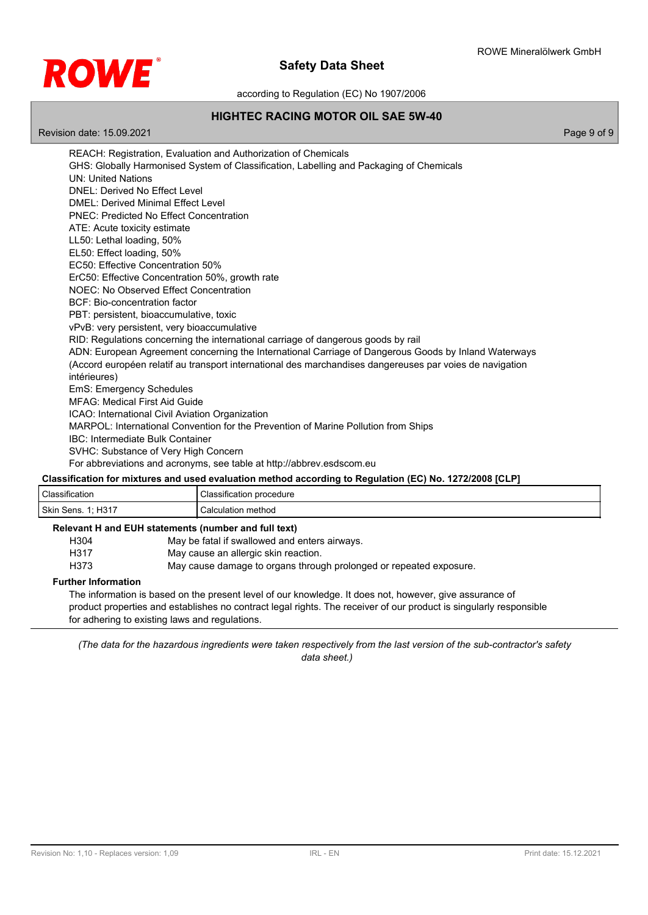REACH: Registration, Evaluation and Authorization of Chemicals
GHS: Globally Harmonised System of Classification, Labelling and Packaging of Chemicals
UN: United Nations
DNEL: Derived No Effect Level
DMEL: Derived Minimal Effect Level
PNEC: Predicted No Effect Concentration
ATE: Acute toxicity estimate
LL50: Lethal loading, 50%
EL50: Effect loading, 50%
EC50: Effective Concentration 50%
ErC50: Effective Concentration 50%, growth rate
NOEC: No Observed Effect Concentration
BCF: Bio-concentration factor
PBT: persistent, bioaccumulative, toxic
vPvB: very persistent, very bioaccumulative
RID: Regulations concerning the international carriage of dangerous goods by rail
ADN: European Agreement concerning the International Carriage of Dangerous Goods by Inland Waterways (Accord européen relatif au transport international des marchandises dangereuses par voies de navigation intérieures)
EmS: Emergency Schedules
MFAG: Medical First Aid Guide
ICAO: International Civil Aviation Organization
MARPOL: International Convention for the Prevention of Marine Pollution from Ships
IBC: Intermediate Bulk Container
SVHC: Substance of Very High Concern
For abbreviations and acronyms, see table at http://abbrev.esdscom.eu

**Classification for mixtures and used evaluation method according to Regulation (EC) No. 1272/2008 [CLP]**

| Classification | Classification procedure |
|---|---|
| Skin Sens. 1; H317 | Calculation method |

**Relevant H and EUH statements (number and full text)**

| | |
|---|---|
| H304 | May be fatal if swallowed and enters airways. |
| H317 | May cause an allergic skin reaction. |
| H373 | May cause damage to organs through prolonged or repeated exposure. |

**Further Information**

The information is based on the present level of our knowledge. It does not, however, give assurance of product properties and establishes no contract legal rights. The receiver of our product is singularly responsible for adhering to existing laws and regulations.

*(The data for the hazardous ingredients were taken respectively from the last version of the sub-contractor's safety data sheet.)*